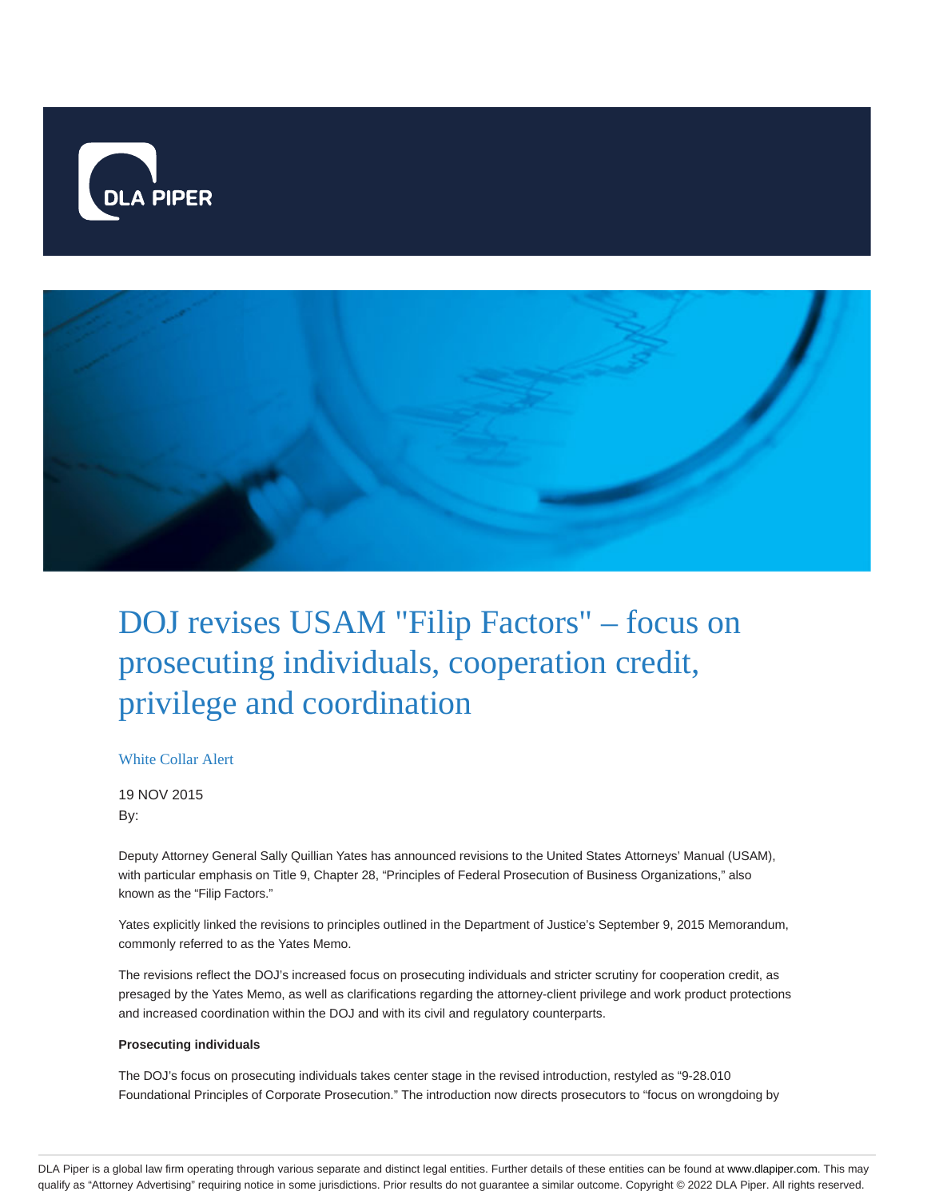# DOJ revises USAM "Filip Factors" – focus on prosecuting individuals, cooperation credit, privilege and coordination

White Collar Alert

19 NOV 2015

By:

Deputy Attorney General Sally Quillian Yates has announced revisions to the United States Attorneys' Manual (USAM), with particular emphasis on Title 9, Chapter 28, "Principles of Federal Prosecution of Business Organizations," also known as the "Filip Factors."

Yates explicitly linked the revisions to principles outlined in the Department of Justice's September 9, 2015 Memorandum, commonly referred to as the Yates Memo.

The revisions reflect the DOJ's increased focus on prosecuting individuals and stricter scrutiny for cooperation credit, as presaged by the Yates Memo, as well as clarifications regarding the attorney-client privilege and work product protections and increased coordination within the DOJ and with its civil and regulatory counterparts.

**Prosecuting individuals**

The DOJ's focus on prosecuting individuals takes center stage in the revised introduction, restyled as "9-28.010 Foundational Principles of Corporate Prosecution." The introduction now directs prosecutors to "focus on wrongdoing by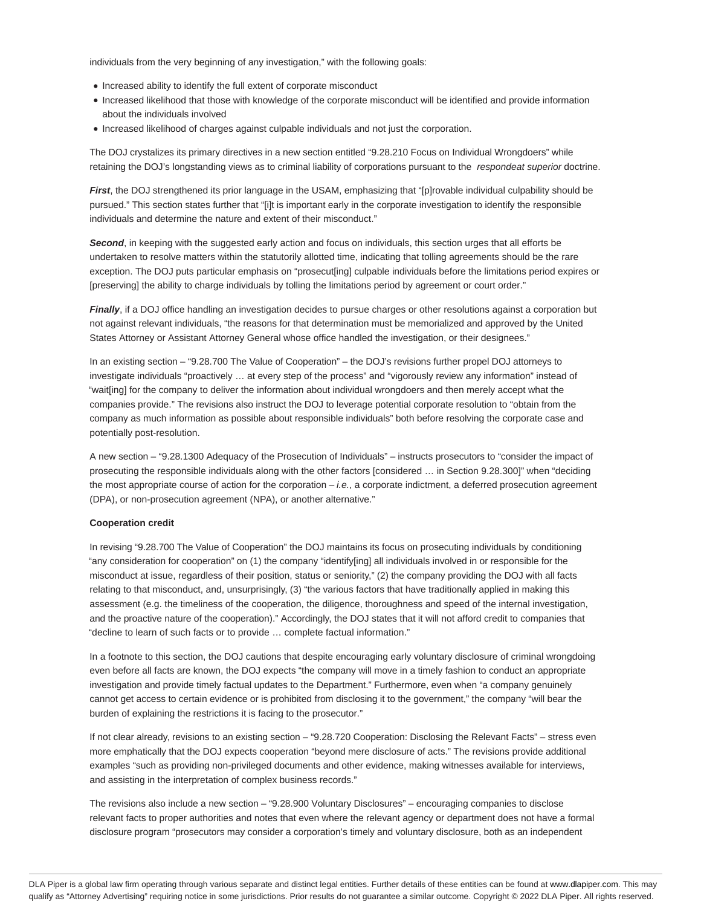individuals from the very beginning of any investigation," with the following goals:

- Increased ability to identify the full extent of corporate misconduct
- Increased likelihood that those with knowledge of the corporate misconduct will be identified and provide information about the individuals involved
- Increased likelihood of charges against culpable individuals and not just the corporation.

The DOJ crystalizes its primary directives in a new section entitled "9.28.210 Focus on Individual Wrongdoers" while retaining the DOJ's longstanding views as to criminal liability of corporations pursuant to the *respondeat superior* doctrine.

***First***, the DOJ strengthened its prior language in the USAM, emphasizing that "[p]rovable individual culpability should be pursued." This section states further that "[i]t is important early in the corporate investigation to identify the responsible individuals and determine the nature and extent of their misconduct."

***Second***, in keeping with the suggested early action and focus on individuals, this section urges that all efforts be undertaken to resolve matters within the statutorily allotted time, indicating that tolling agreements should be the rare exception. The DOJ puts particular emphasis on "prosecut[ing] culpable individuals before the limitations period expires or [preserving] the ability to charge individuals by tolling the limitations period by agreement or court order."

***Finally***, if a DOJ office handling an investigation decides to pursue charges or other resolutions against a corporation but not against relevant individuals, "the reasons for that determination must be memorialized and approved by the United States Attorney or Assistant Attorney General whose office handled the investigation, or their designees."

In an existing section – "9.28.700 The Value of Cooperation" – the DOJ's revisions further propel DOJ attorneys to investigate individuals "proactively … at every step of the process" and "vigorously review any information" instead of "wait[ing] for the company to deliver the information about individual wrongdoers and then merely accept what the companies provide." The revisions also instruct the DOJ to leverage potential corporate resolution to "obtain from the company as much information as possible about responsible individuals" both before resolving the corporate case and potentially post-resolution.

A new section – "9.28.1300 Adequacy of the Prosecution of Individuals" – instructs prosecutors to "consider the impact of prosecuting the responsible individuals along with the other factors [considered … in Section 9.28.300]" when "deciding the most appropriate course of action for the corporation – *i.e.*, a corporate indictment, a deferred prosecution agreement (DPA), or non-prosecution agreement (NPA), or another alternative."

**Cooperation credit**

In revising "9.28.700 The Value of Cooperation" the DOJ maintains its focus on prosecuting individuals by conditioning "any consideration for cooperation" on (1) the company "identify[ing] all individuals involved in or responsible for the misconduct at issue, regardless of their position, status or seniority," (2) the company providing the DOJ with all facts relating to that misconduct, and, unsurprisingly, (3) "the various factors that have traditionally applied in making this assessment (e.g. the timeliness of the cooperation, the diligence, thoroughness and speed of the internal investigation, and the proactive nature of the cooperation)." Accordingly, the DOJ states that it will not afford credit to companies that "decline to learn of such facts or to provide … complete factual information."

In a footnote to this section, the DOJ cautions that despite encouraging early voluntary disclosure of criminal wrongdoing even before all facts are known, the DOJ expects "the company will move in a timely fashion to conduct an appropriate investigation and provide timely factual updates to the Department." Furthermore, even when "a company genuinely cannot get access to certain evidence or is prohibited from disclosing it to the government," the company "will bear the burden of explaining the restrictions it is facing to the prosecutor."

If not clear already, revisions to an existing section – "9.28.720 Cooperation: Disclosing the Relevant Facts" – stress even more emphatically that the DOJ expects cooperation "beyond mere disclosure of acts." The revisions provide additional examples "such as providing non-privileged documents and other evidence, making witnesses available for interviews, and assisting in the interpretation of complex business records."

The revisions also include a new section – "9.28.900 Voluntary Disclosures" – encouraging companies to disclose relevant facts to proper authorities and notes that even where the relevant agency or department does not have a formal disclosure program "prosecutors may consider a corporation's timely and voluntary disclosure, both as an independent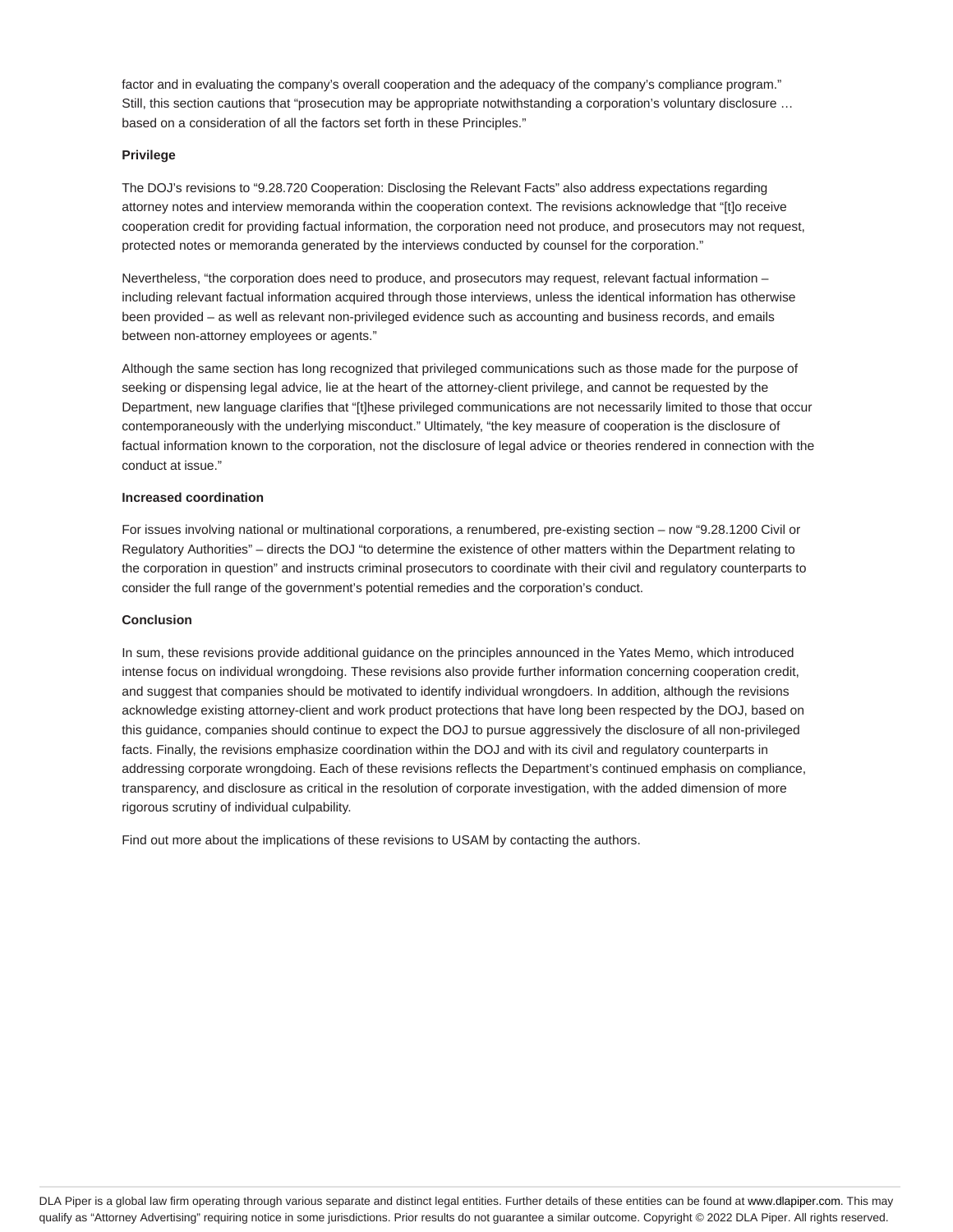factor and in evaluating the company's overall cooperation and the adequacy of the company's compliance program." Still, this section cautions that "prosecution may be appropriate notwithstanding a corporation's voluntary disclosure … based on a consideration of all the factors set forth in these Principles."

**Privilege**

The DOJ's revisions to "9.28.720 Cooperation: Disclosing the Relevant Facts" also address expectations regarding attorney notes and interview memoranda within the cooperation context. The revisions acknowledge that "[t]o receive cooperation credit for providing factual information, the corporation need not produce, and prosecutors may not request, protected notes or memoranda generated by the interviews conducted by counsel for the corporation."

Nevertheless, "the corporation does need to produce, and prosecutors may request, relevant factual information – including relevant factual information acquired through those interviews, unless the identical information has otherwise been provided – as well as relevant non-privileged evidence such as accounting and business records, and emails between non-attorney employees or agents."

Although the same section has long recognized that privileged communications such as those made for the purpose of seeking or dispensing legal advice, lie at the heart of the attorney-client privilege, and cannot be requested by the Department, new language clarifies that "[t]hese privileged communications are not necessarily limited to those that occur contemporaneously with the underlying misconduct." Ultimately, "the key measure of cooperation is the disclosure of factual information known to the corporation, not the disclosure of legal advice or theories rendered in connection with the conduct at issue."

**Increased coordination**

For issues involving national or multinational corporations, a renumbered, pre-existing section – now "9.28.1200 Civil or Regulatory Authorities" – directs the DOJ "to determine the existence of other matters within the Department relating to the corporation in question" and instructs criminal prosecutors to coordinate with their civil and regulatory counterparts to consider the full range of the government's potential remedies and the corporation's conduct.

**Conclusion**

In sum, these revisions provide additional guidance on the principles announced in the Yates Memo, which introduced intense focus on individual wrongdoing. These revisions also provide further information concerning cooperation credit, and suggest that companies should be motivated to identify individual wrongdoers. In addition, although the revisions acknowledge existing attorney-client and work product protections that have long been respected by the DOJ, based on this guidance, companies should continue to expect the DOJ to pursue aggressively the disclosure of all non-privileged facts. Finally, the revisions emphasize coordination within the DOJ and with its civil and regulatory counterparts in addressing corporate wrongdoing. Each of these revisions reflects the Department's continued emphasis on compliance, transparency, and disclosure as critical in the resolution of corporate investigation, with the added dimension of more rigorous scrutiny of individual culpability.

Find out more about the implications of these revisions to USAM by contacting the authors.

DLA Piper is a global law firm operating through various separate and distinct legal entities. Further details of these entities can be found at www.dlapiper.com. This may qualify as "Attorney Advertising" requiring notice in some jurisdictions. Prior results do not guarantee a similar outcome. Copyright © 2022 DLA Piper. All rights reserved.